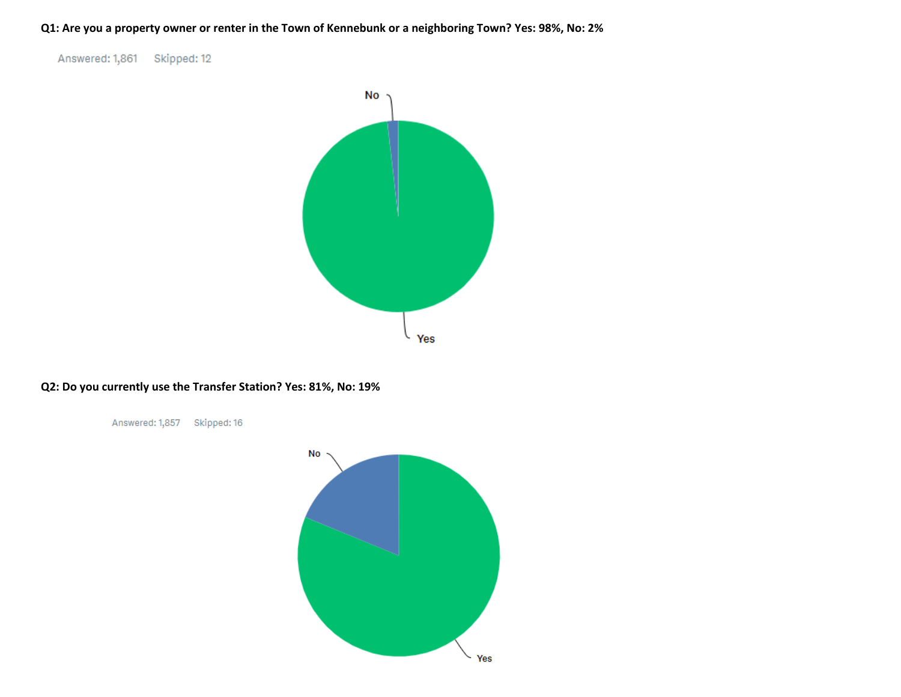**Q1: Are you a property owner or renter in the Town of Kennebunk or a neighboring Town? Yes: 98%, No: 2%**

Answered: 1,861 Skipped: 12

No

Yes

**Q2: Do you currently use the Transfer Station? Yes: 81%, No: 19%**

Answered: 1,857 Skipped: 16

No

Yes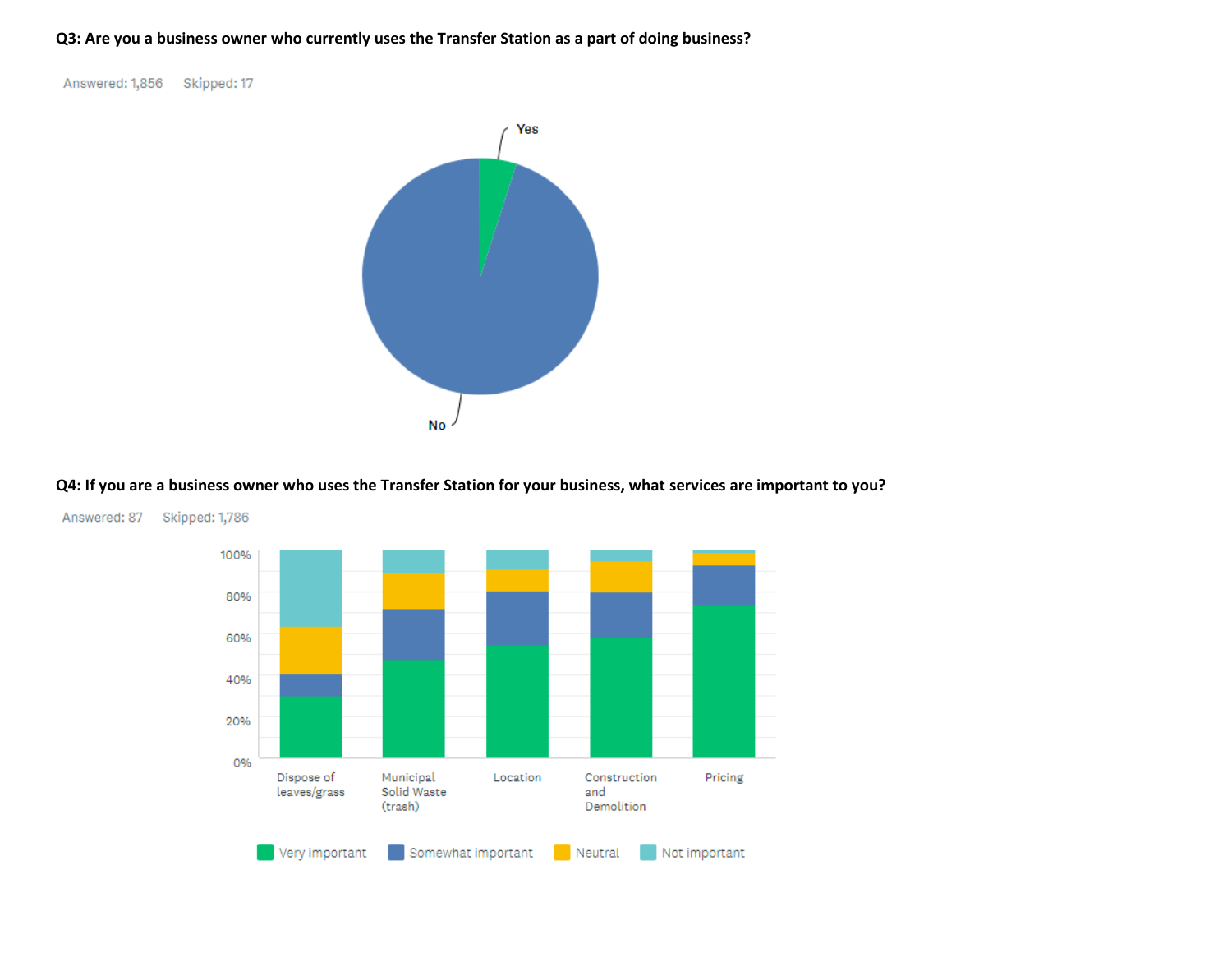**Q3: Are you a business owner who currently uses the Transfer Station as a part of doing business?**

Answered: 1,856 Skipped: 17

Yes

No

**Q4: If you are a business owner who uses the Transfer Station for your business, what services are important to you?**

Answered: 87 Skipped: 1,786

100%
80%
60%
40%
20%
0%

Dispose of leaves/grass | Municipal Solid Waste (trash) | Location | Construction and Demolition | Pricing

Very important | Somewhat important | Neutral | Not important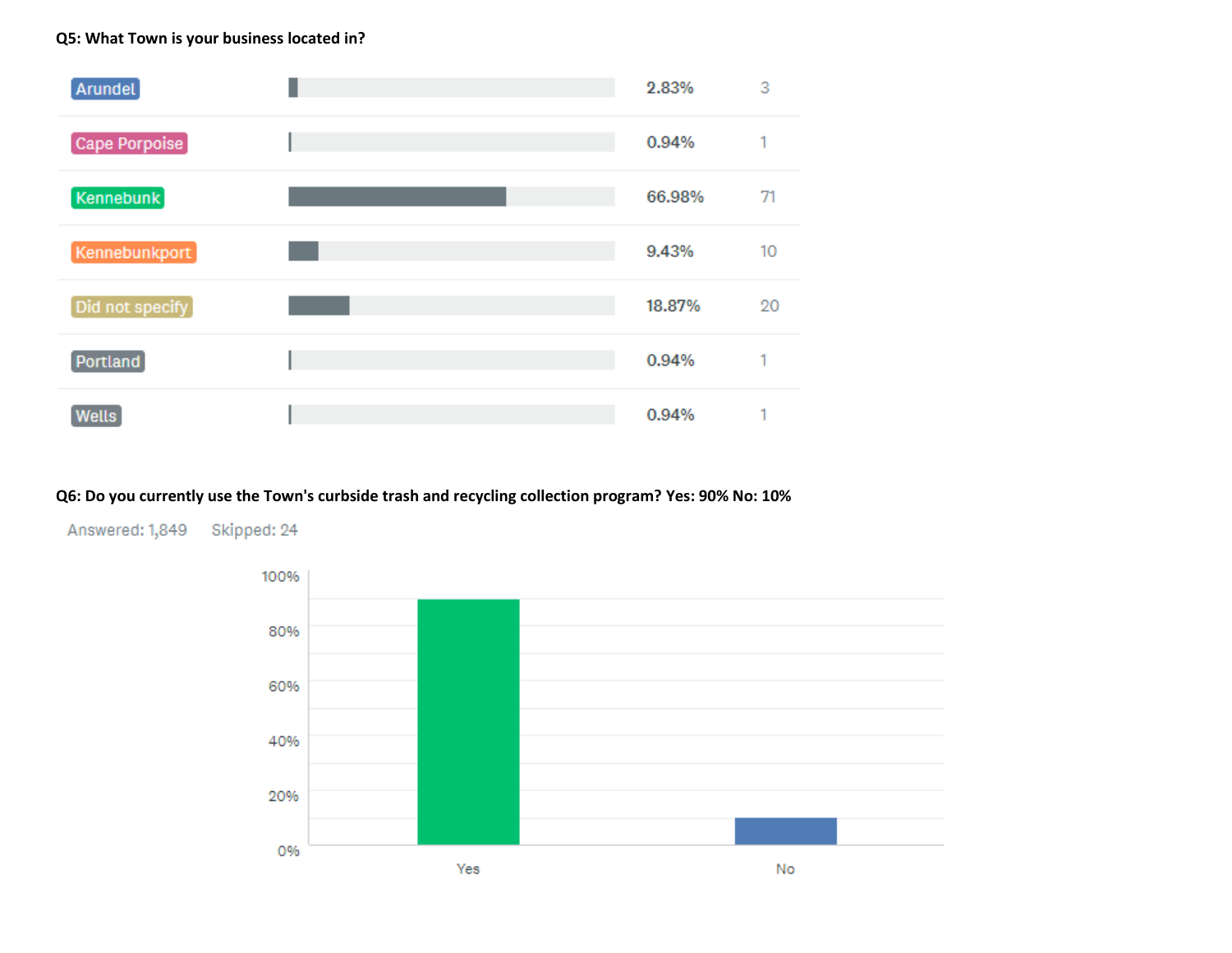**Q5: What Town is your business located in?**

| Answer | Percent | Count |
|---|---|---|
| Arundel | 2.83% | 3 |
| Cape Porpoise | 0.94% | 1 |
| Kennebunk | 66.98% | 71 |
| Kennebunkport | 9.43% | 10 |
| Did not specify | 18.87% | 20 |
| Portland | 0.94% | 1 |
| Wells | 0.94% | 1 |

**Q6: Do you currently use the Town's curbside trash and recycling collection program? Yes: 90% No: 10%**

Answered: 1,849 Skipped: 24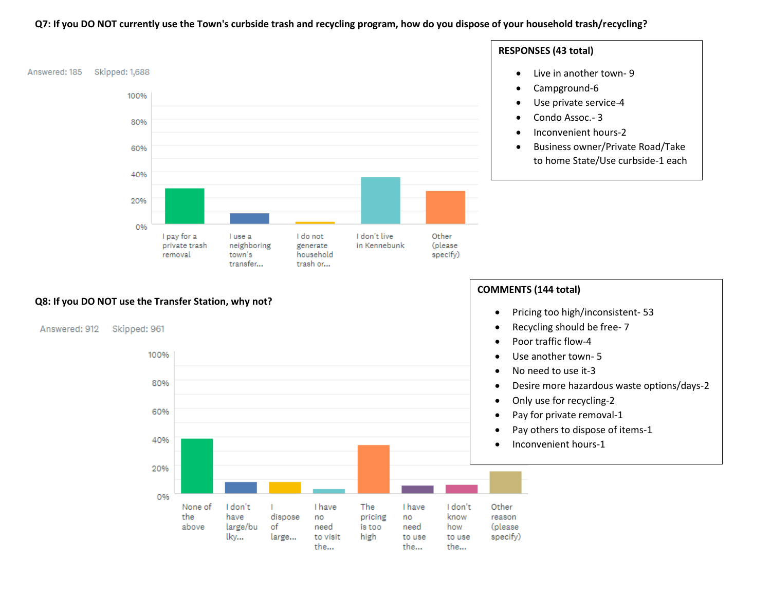**Q7: If you DO NOT currently use the Town's curbside trash and recycling program, how do you dispose of your household trash/recycling?**

Answered: 185 Skipped: 1,688

| Response | Approx. % |
|---|---|
| I pay for a private trash removal | 27% |
| I use a neighboring town's transfer... | 8% |
| I do not generate household trash or... | 2% |
| I don't live in Kennebunk | 35% |
| Other (please specify) | 25% |

**RESPONSES (43 total)**

- Live in another town- 9
- Campground-6
- Use private service-4
- Condo Assoc.- 3
- Inconvenient hours-2
- Business owner/Private Road/Take to home State/Use curbside-1 each

**Q8: If you DO NOT use the Transfer Station, why not?**

Answered: 912 Skipped: 961

| Response | Approx. % |
|---|---|
| None of the above | 38% |
| I don't have large/bulky... | 8% |
| I dispose of large... | 8% |
| I have no need to visit the... | 3% |
| The pricing is too high | 34% |
| I have no need to use the... | 6% |
| I don't know how to use the... | 6% |
| Other reason (please specify) | 16% |

**COMMENTS (144 total)**

- Pricing too high/inconsistent- 53
- Recycling should be free- 7
- Poor traffic flow-4
- Use another town- 5
- No need to use it-3
- Desire more hazardous waste options/days-2
- Only use for recycling-2
- Pay for private removal-1
- Pay others to dispose of items-1
- Inconvenient hours-1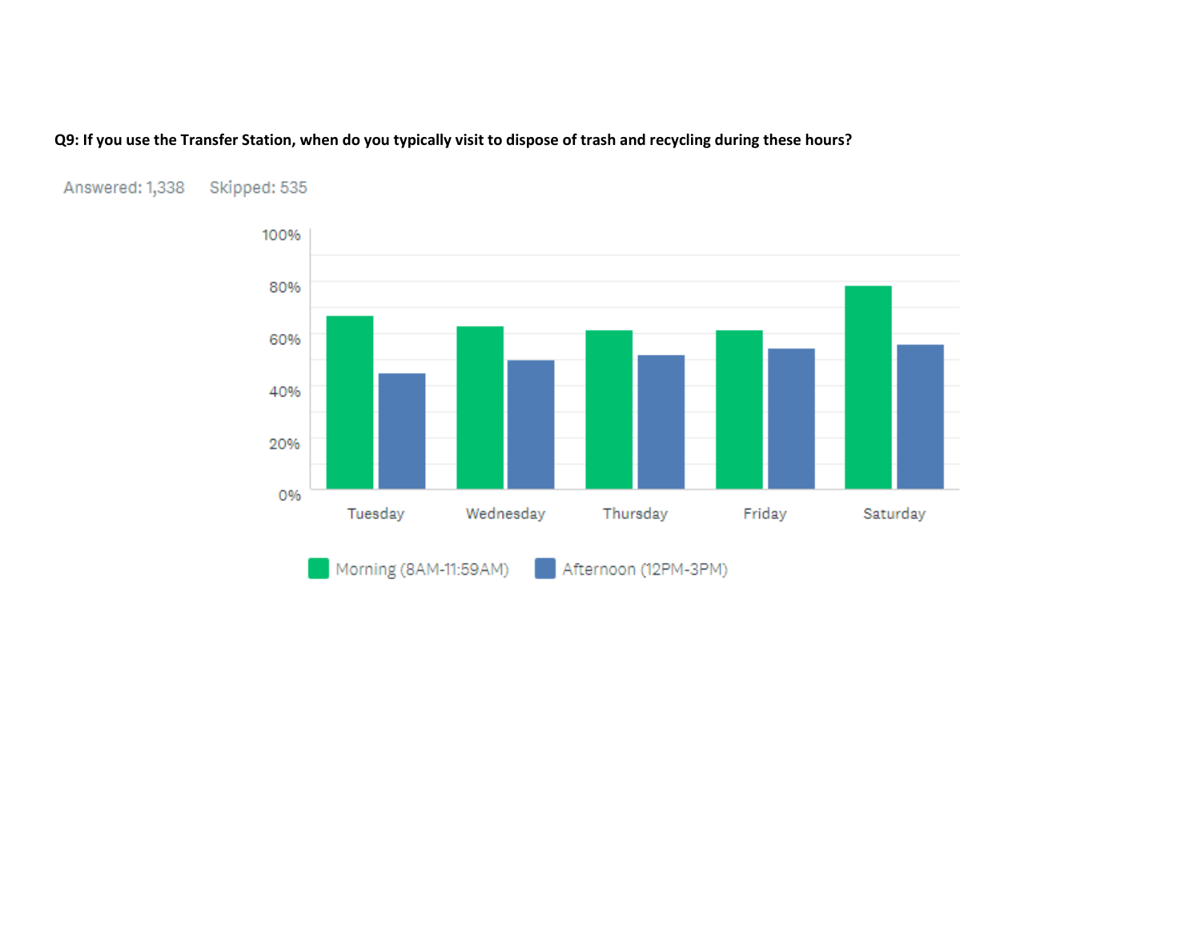**Q9: If you use the Transfer Station, when do you typically visit to dispose of trash and recycling during these hours?**

Answered: 1,338 Skipped: 535

100%
80%
60%
40%
20%
0%

Tuesday Wednesday Thursday Friday Saturday

Morning (8AM-11:59AM) Afternoon (12PM-3PM)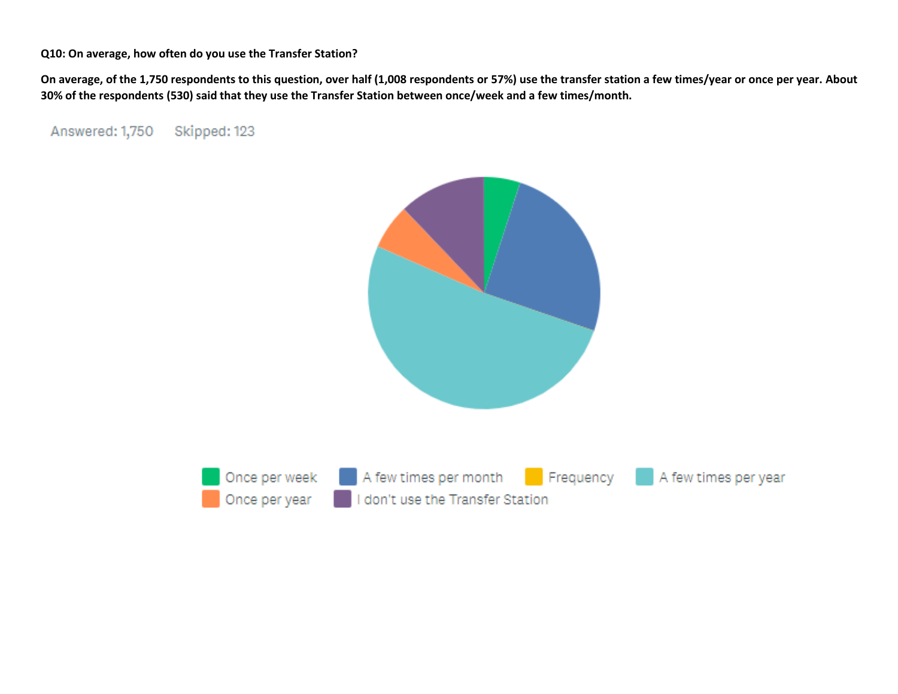**Q10: On average, how often do you use the Transfer Station?**

**On average, of the 1,750 respondents to this question, over half (1,008 respondents or 57%) use the transfer station a few times/year or once per year. About 30% of the respondents (530) said that they use the Transfer Station between once/week and a few times/month.**

Answered: 1,750 Skipped: 123

Once per week | A few times per month | Frequency | A few times per year | Once per year | I don't use the Transfer Station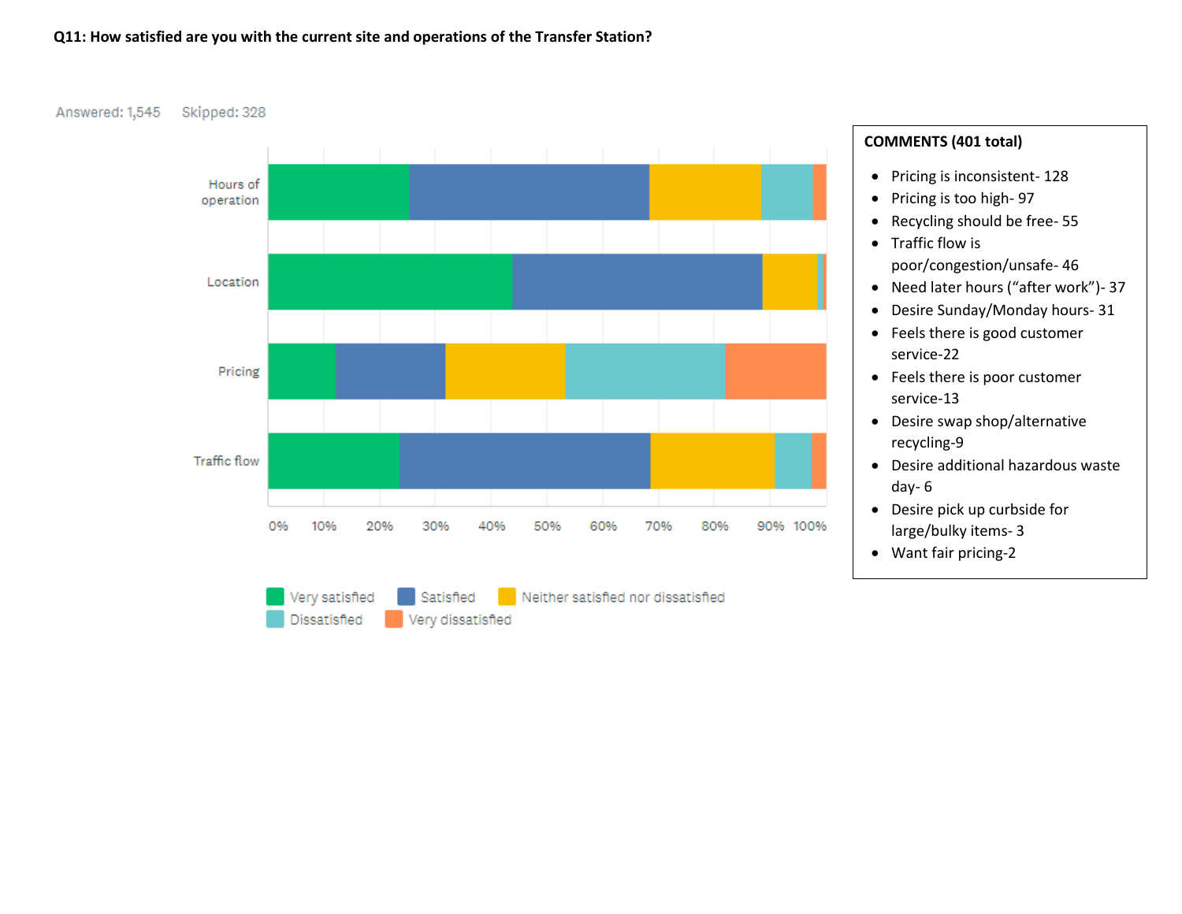**Q11: How satisfied are you with the current site and operations of the Transfer Station?**

Answered: 1,545 Skipped: 328

Hours of operation

Location

Pricing

Traffic flow

0% 10% 20% 30% 40% 50% 60% 70% 80% 90% 100%

Very satisfied Satisfied Neither satisfied nor dissatisfied Dissatisfied Very dissatisfied

**COMMENTS (401 total)**

- Pricing is inconsistent- 128
- Pricing is too high- 97
- Recycling should be free- 55
- Traffic flow is poor/congestion/unsafe- 46
- Need later hours ("after work")- 37
- Desire Sunday/Monday hours- 31
- Feels there is good customer service-22
- Feels there is poor customer service-13
- Desire swap shop/alternative recycling-9
- Desire additional hazardous waste day- 6
- Desire pick up curbside for large/bulky items- 3
- Want fair pricing-2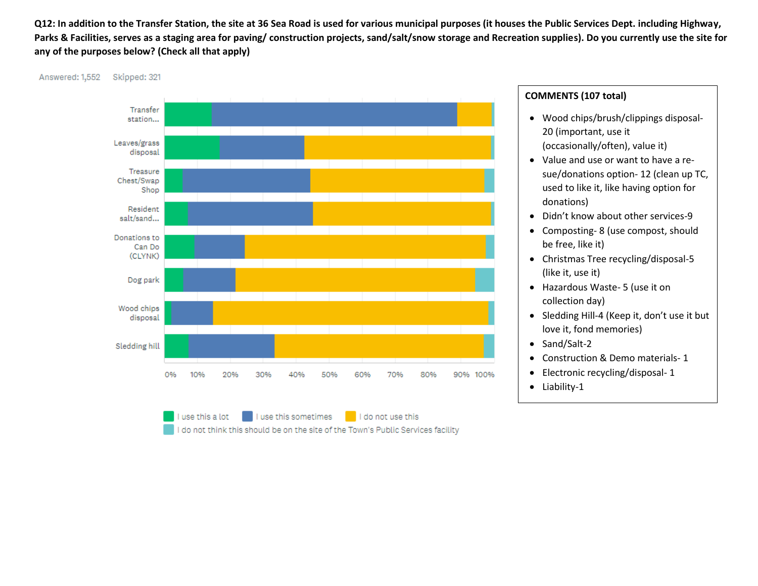**Q12: In addition to the Transfer Station, the site at 36 Sea Road is used for various municipal purposes (it houses the Public Services Dept. including Highway, Parks & Facilities, serves as a staging area for paving/ construction projects, sand/salt/snow storage and Recreation supplies). Do you currently use the site for any of the purposes below? (Check all that apply)**

Answered: 1,552 Skipped: 321

Transfer station...

Leaves/grass disposal

Treasure Chest/Swap Shop

Resident salt/sand...

Donations to Can Do (CLYNK)

Dog park

Wood chips disposal

Sledding hill

0% 10% 20% 30% 40% 50% 60% 70% 80% 90% 100%

I use this a lot | I use this sometimes | I do not use this | I do not think this should be on the site of the Town's Public Services facility

**COMMENTS (107 total)**

- Wood chips/brush/clippings disposal- 20 (important, use it (occasionally/often), value it)
- Value and use or want to have a re-sue/donations option- 12 (clean up TC, used to like it, like having option for donations)
- Didn't know about other services-9
- Composting- 8 (use compost, should be free, like it)
- Christmas Tree recycling/disposal-5 (like it, use it)
- Hazardous Waste- 5 (use it on collection day)
- Sledding Hill-4 (Keep it, don't use it but love it, fond memories)
- Sand/Salt-2
- Construction & Demo materials- 1
- Electronic recycling/disposal- 1
- Liability-1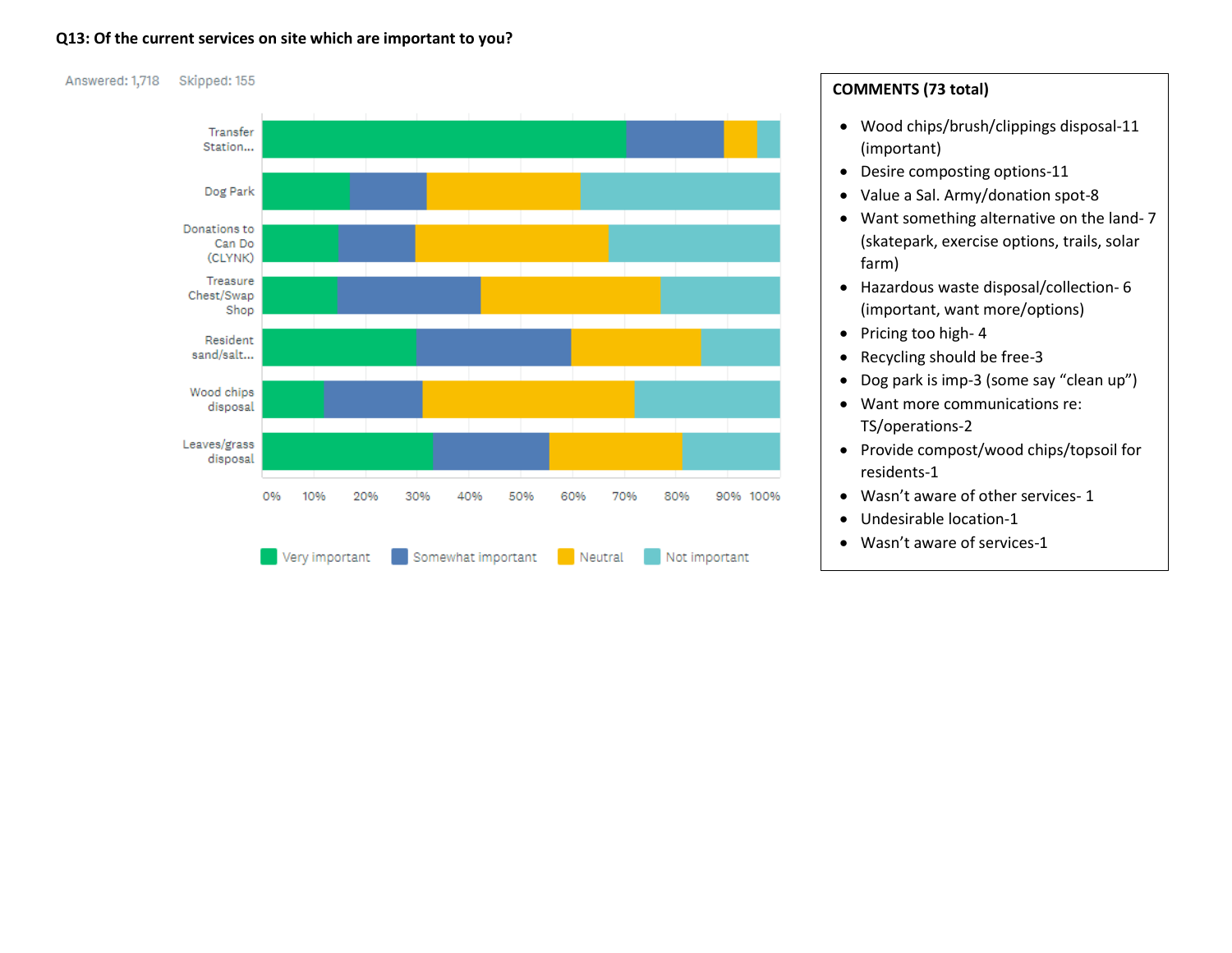**Q13: Of the current services on site which are important to you?**

Answered: 1,718    Skipped: 155

Transfer Station...
Dog Park
Donations to Can Do (CLYNK)
Treasure Chest/Swap Shop
Resident sand/salt...
Wood chips disposal
Leaves/grass disposal

0% 10% 20% 30% 40% 50% 60% 70% 80% 90% 100%

Very important    Somewhat important    Neutral    Not important

**COMMENTS (73 total)**

- Wood chips/brush/clippings disposal-11 (important)
- Desire composting options-11
- Value a Sal. Army/donation spot-8
- Want something alternative on the land- 7 (skatepark, exercise options, trails, solar farm)
- Hazardous waste disposal/collection- 6 (important, want more/options)
- Pricing too high- 4
- Recycling should be free-3
- Dog park is imp-3 (some say "clean up")
- Want more communications re: TS/operations-2
- Provide compost/wood chips/topsoil for residents-1
- Wasn't aware of other services- 1
- Undesirable location-1
- Wasn't aware of services-1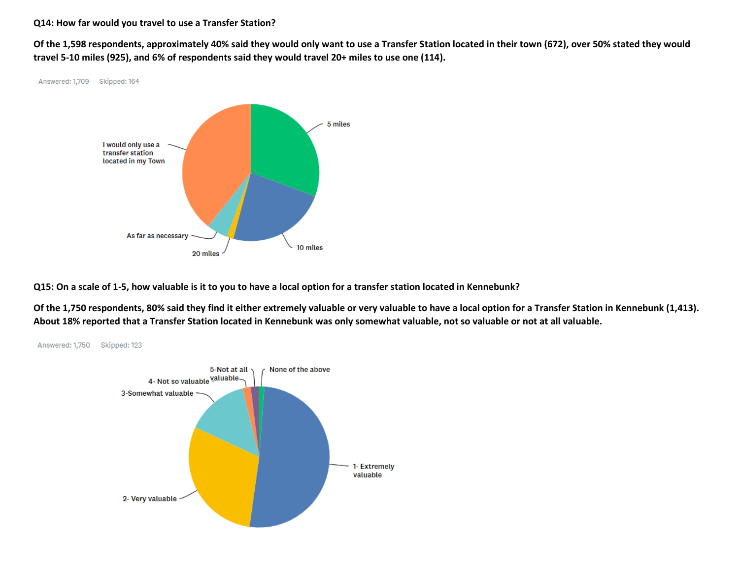**Q14: How far would you travel to use a Transfer Station?**

**Of the 1,598 respondents, approximately 40% said they would only want to use a Transfer Station located in their town (672), over 50% stated they would travel 5-10 miles (925), and 6% of respondents said they would travel 20+ miles to use one (114).**

Answered: 1,709 Skipped: 164

5 miles

I would only use a transfer station located in my Town

As far as necessary

20 miles

10 miles

**Q15: On a scale of 1-5, how valuable is it to you to have a local option for a transfer station located in Kennebunk?**

**Of the 1,750 respondents, 80% said they find it either extremely valuable or very valuable to have a local option for a Transfer Station in Kennebunk (1,413). About 18% reported that a Transfer Station located in Kennebunk was only somewhat valuable, not so valuable or not at all valuable.**

Answered: 1,750 Skipped: 123

5-Not at all valuable

None of the above

4- Not so valuable

3-Somewhat valuable

1- Extremely valuable

2- Very valuable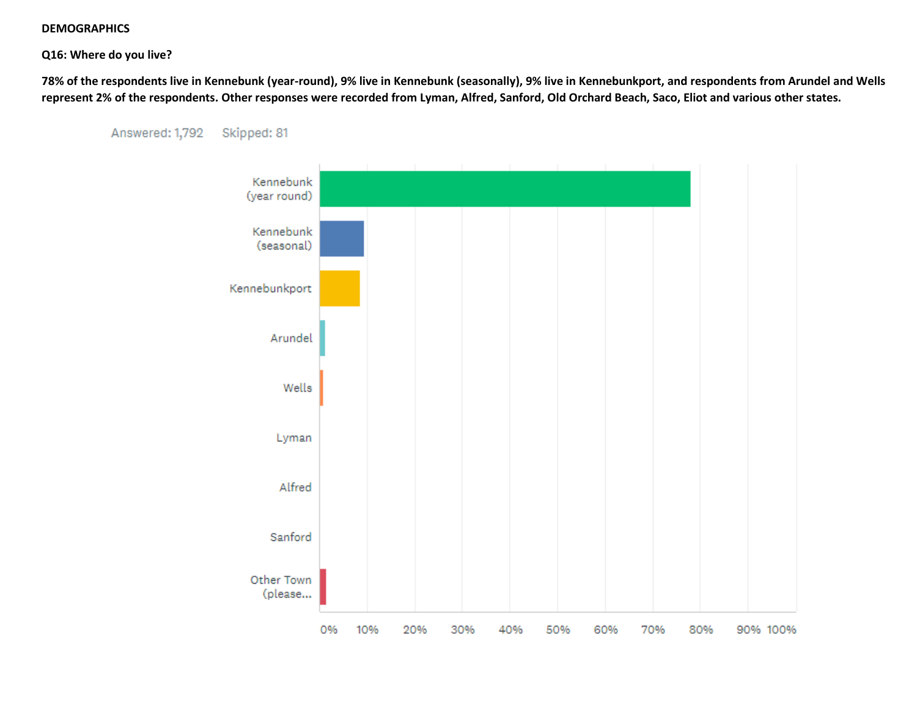**DEMOGRAPHICS**

**Q16: Where do you live?**

**78% of the respondents live in Kennebunk (year-round), 9% live in Kennebunk (seasonally), 9% live in Kennebunkport, and respondents from Arundel and Wells represent 2% of the respondents. Other responses were recorded from Lyman, Alfred, Sanford, Old Orchard Beach, Saco, Eliot and various other states.**

Answered: 1,792 Skipped: 81

Kennebunk (year round)
Kennebunk (seasonal)
Kennebunkport
Arundel
Wells
Lyman
Alfred
Sanford
Other Town (please...

0% 10% 20% 30% 40% 50% 60% 70% 80% 90% 100%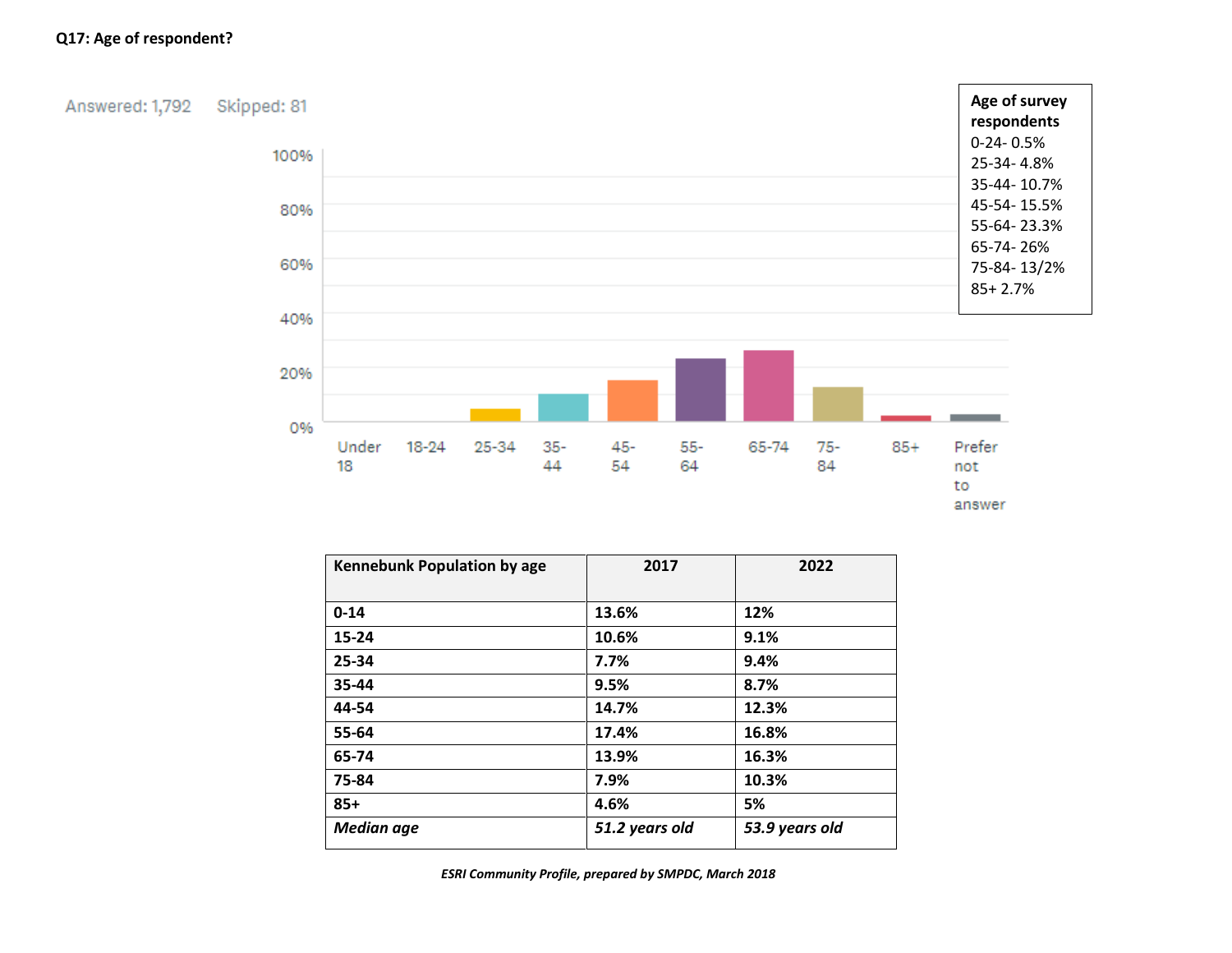**Q17: Age of respondent?**

Answered: 1,792    Skipped: 81

100%
80%
60%
40%
20%
0%

Under 18 | 18-24 | 25-34 | 35-44 | 45-54 | 55-64 | 65-74 | 75-84 | 85+ | Prefer not to answer

**Age of survey respondents**
0-24- 0.5%
25-34- 4.8%
35-44- 10.7%
45-54- 15.5%
55-64- 23.3%
65-74- 26%
75-84- 13/2%
85+ 2.7%

| Kennebunk Population by age | 2017 | 2022 |
|---|---|---|
| 0-14 | 13.6% | 12% |
| 15-24 | 10.6% | 9.1% |
| 25-34 | 7.7% | 9.4% |
| 35-44 | 9.5% | 8.7% |
| 44-54 | 14.7% | 12.3% |
| 55-64 | 17.4% | 16.8% |
| 65-74 | 13.9% | 16.3% |
| 75-84 | 7.9% | 10.3% |
| 85+ | 4.6% | 5% |
| *Median age* | *51.2 years old* | *53.9 years old* |

*ESRI Community Profile, prepared by SMPDC, March 2018*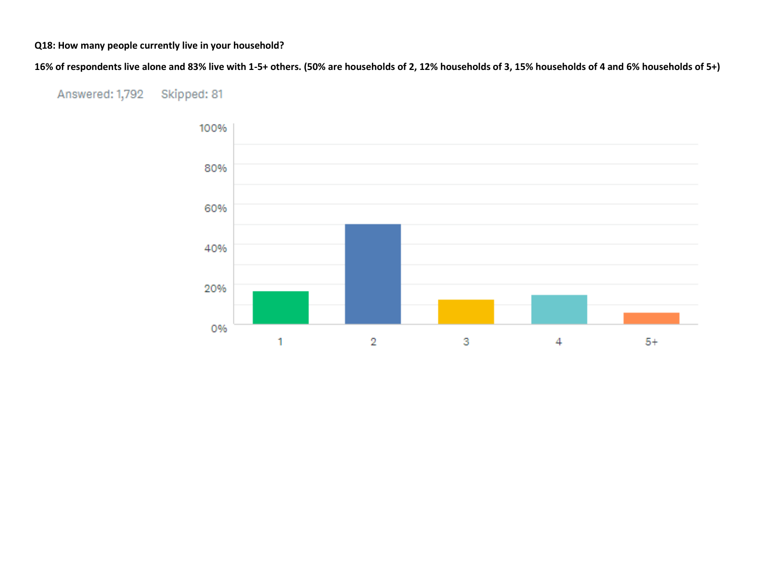**Q18: How many people currently live in your household?**

**16% of respondents live alone and 83% live with 1-5+ others. (50% are households of 2, 12% households of 3, 15% households of 4 and 6% households of 5+)**

Answered: 1,792 Skipped: 81

| Household size | Percentage (approx.) |
|---|---|
| 1 | 16% |
| 2 | 50% |
| 3 | 12% |
| 4 | 15% |
| 5+ | 6% |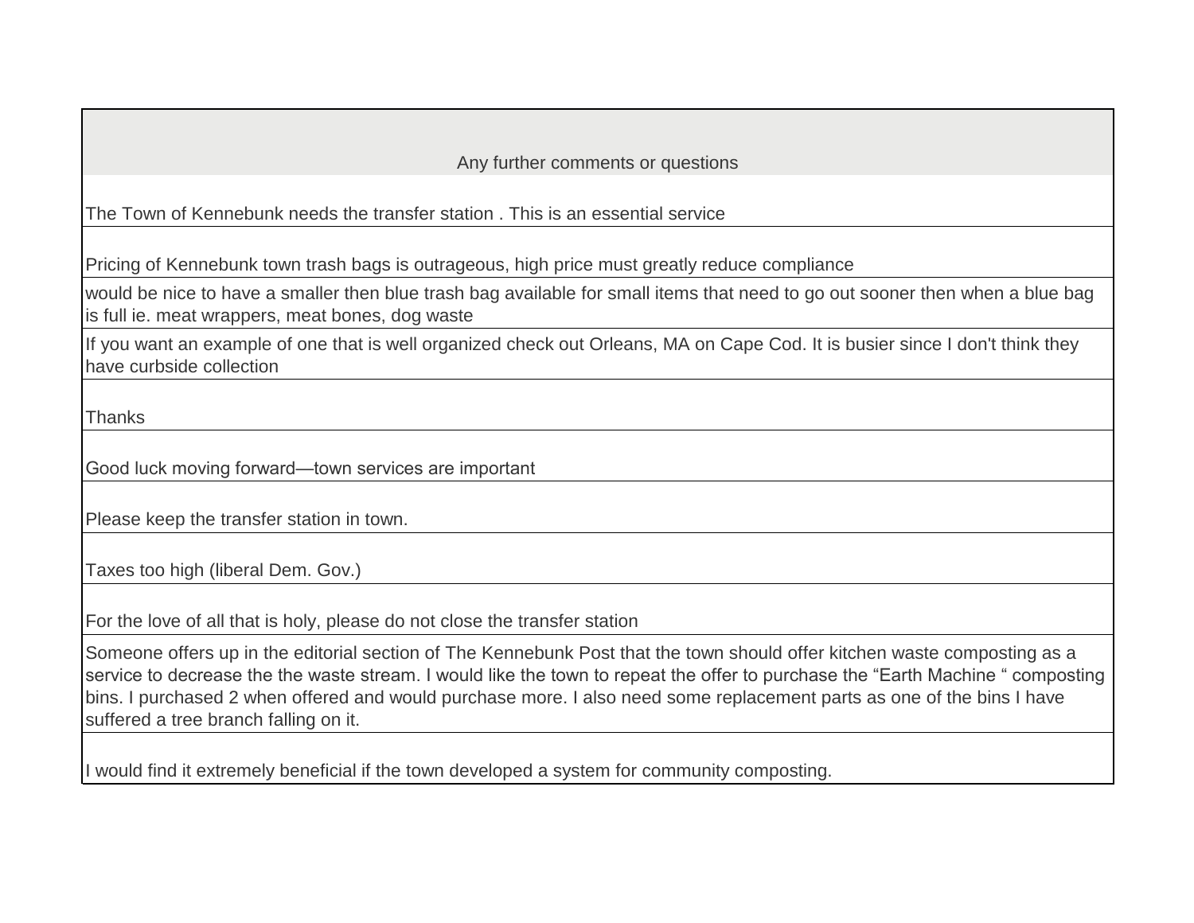| Any further comments or questions |
| --- |
| The Town of Kennebunk needs the transfer station . This is an essential service |
| Pricing of Kennebunk town trash bags is outrageous, high price must greatly reduce compliance |
| would be nice to have a smaller then blue trash bag available for small items that need to go out sooner then when a blue bag is full ie. meat wrappers, meat bones, dog waste |
| If you want an example of one that is well organized check out Orleans, MA on Cape Cod. It is busier since I don't think they have curbside collection |
| Thanks |
| Good luck moving forward—town services are important |
| Please keep the transfer station in town. |
| Taxes too high (liberal Dem. Gov.) |
| For the love of all that is holy, please do not close the transfer station |
| Someone offers up in the editorial section of The Kennebunk Post that the town should offer kitchen waste composting as a service to decrease the the waste stream. I would like the town to repeat the offer to purchase the “Earth Machine “ composting bins. I purchased 2 when offered and would purchase more. I also need some replacement parts as one of the bins I have suffered a tree branch falling on it. |
| I would find it extremely beneficial if the town developed a system for community composting. |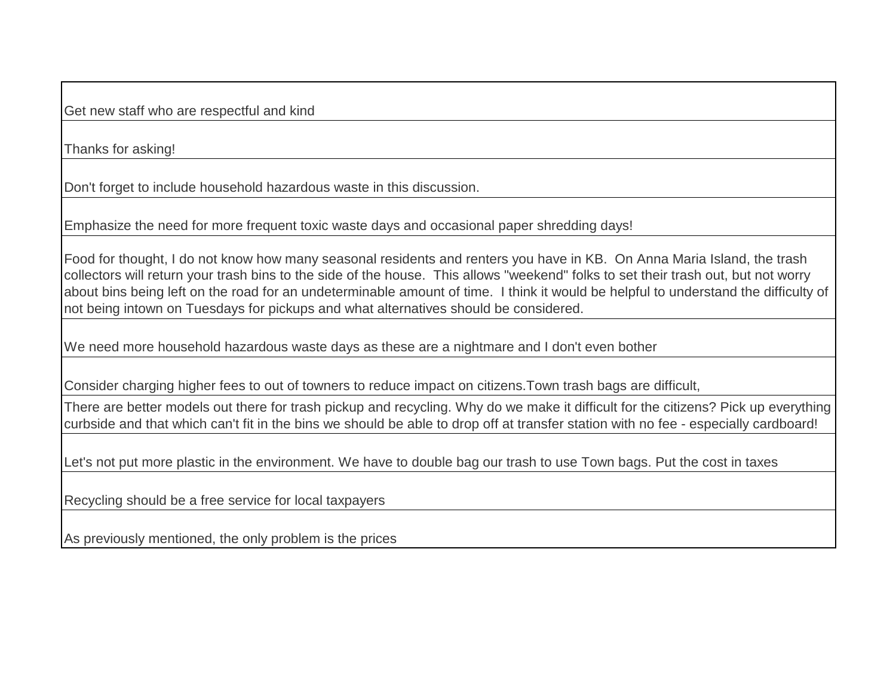| |
|---|
| Get new staff who are respectful and kind |
| Thanks for asking! |
| Don't forget to include household hazardous waste in this discussion. |
| Emphasize the need for more frequent toxic waste days and occasional paper shredding days! |
| Food for thought, I do not know how many seasonal residents and renters you have in KB.  On Anna Maria Island, the trash collectors will return your trash bins to the side of the house.  This allows "weekend" folks to set their trash out, but not worry about bins being left on the road for an undeterminable amount of time.  I think it would be helpful to understand the difficulty of not being intown on Tuesdays for pickups and what alternatives should be considered. |
| We need more household hazardous waste days as these are a nightmare and I don't even bother |
| Consider charging higher fees to out of towners to reduce impact on citizens.Town trash bags are difficult, |
| There are better models out there for trash pickup and recycling. Why do we make it difficult for the citizens? Pick up everything curbside and that which can't fit in the bins we should be able to drop off at transfer station with no fee - especially cardboard! |
| Let's not put more plastic in the environment. We have to double bag our trash to use Town bags. Put the cost in taxes |
| Recycling should be a free service for local taxpayers |
| As previously mentioned, the only problem is the prices |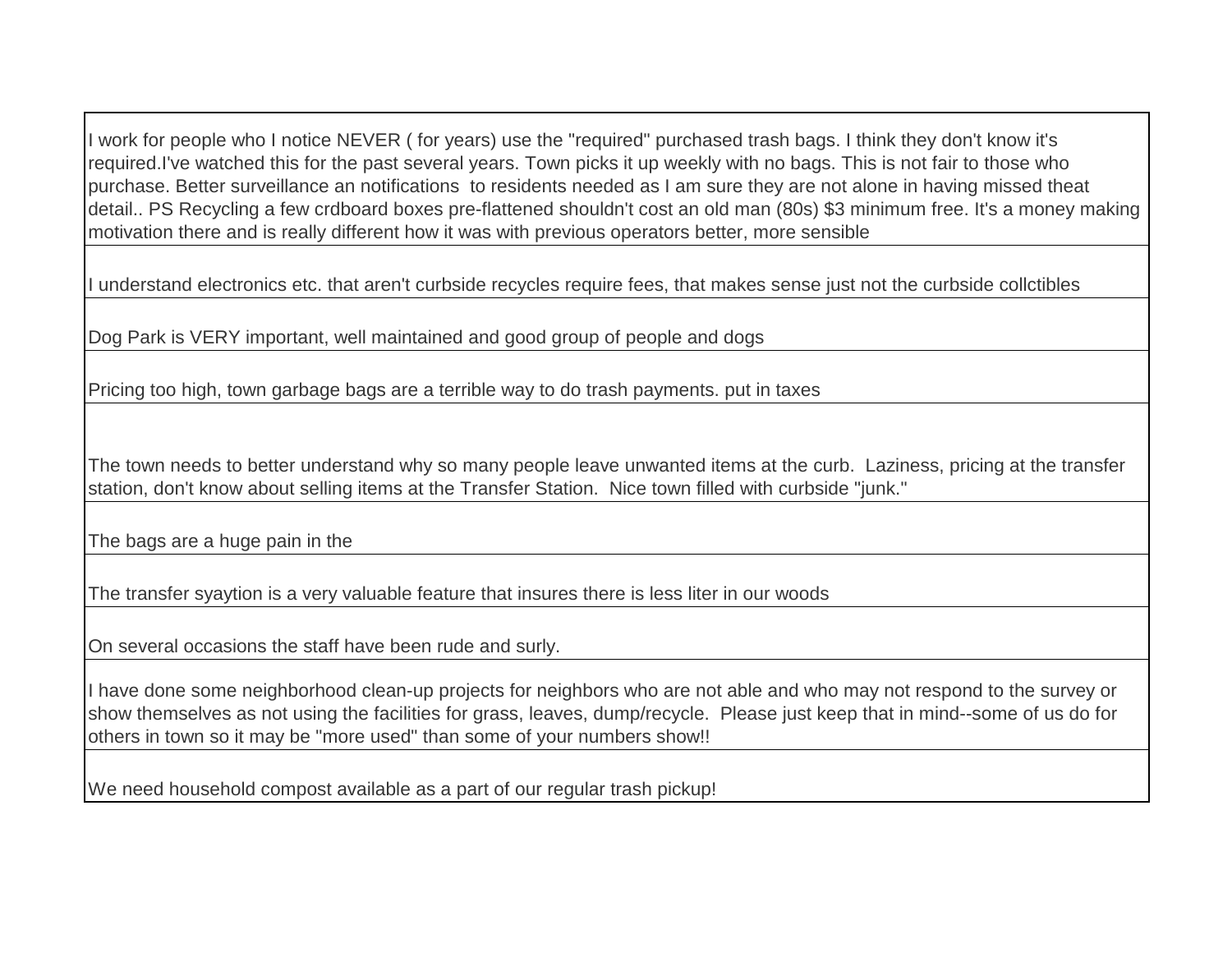| |
|---|
| I work for people who I notice NEVER ( for years) use the "required" purchased trash bags. I think they don't know it's required.I've watched this for the past several years. Town picks it up weekly with no bags. This is not fair to those who purchase. Better surveillance an notifications  to residents needed as I am sure they are not alone in having missed theat detail.. PS Recycling a few crdboard boxes pre-flattened shouldn't cost an old man (80s) $3 minimum free. It's a money making motivation there and is really different how it was with previous operators better, more sensible |
| I understand electronics etc. that aren't curbside recycles require fees, that makes sense just not the curbside collctibles |
| Dog Park is VERY important, well maintained and good group of people and dogs |
| Pricing too high, town garbage bags are a terrible way to do trash payments. put in taxes |
| The town needs to better understand why so many people leave unwanted items at the curb.  Laziness, pricing at the transfer station, don't know about selling items at the Transfer Station.  Nice town filled with curbside "junk." |
| The bags are a huge pain in the |
| The transfer syaytion is a very valuable feature that insures there is less liter in our woods |
| On several occasions the staff have been rude and surly. |
| I have done some neighborhood clean-up projects for neighbors who are not able and who may not respond to the survey or show themselves as not using the facilities for grass, leaves, dump/recycle.  Please just keep that in mind--some of us do for others in town so it may be "more used" than some of your numbers show!! |
| We need household compost available as a part of our regular trash pickup! |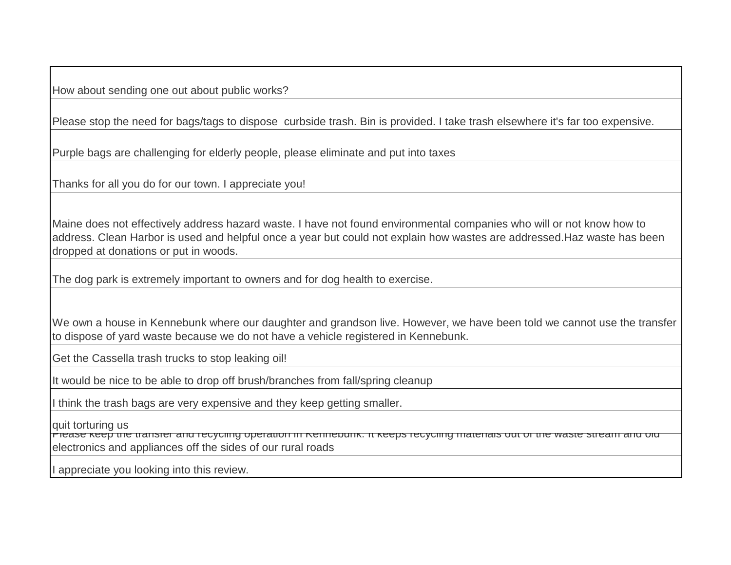| |
|---|
| How about sending one out about public works? |
| Please stop the need for bags/tags to dispose  curbside trash. Bin is provided. I take trash elsewhere it's far too expensive. |
| Purple bags are challenging for elderly people, please eliminate and put into taxes |
| Thanks for all you do for our town. I appreciate you! |
| Maine does not effectively address hazard waste. I have not found environmental companies who will or not know how to address. Clean Harbor is used and helpful once a year but could not explain how wastes are addressed.Haz waste has been dropped at donations or put in woods. |
| The dog park is extremely important to owners and for dog health to exercise. |
| We own a house in Kennebunk where our daughter and grandson live. However, we have been told we cannot use the transfer to dispose of yard waste because we do not have a vehicle registered in Kennebunk. |
| Get the Cassella trash trucks to stop leaking oil! |
| It would be nice to be able to drop off brush/branches from fall/spring cleanup |
| I think the trash bags are very expensive and they keep getting smaller. |
| quit torturing us |
| Please keep the transfer and recycling operation in Kennebunk. It keeps recycling materials out of the waste stream and old electronics and appliances off the sides of our rural roads |
| I appreciate you looking into this review. |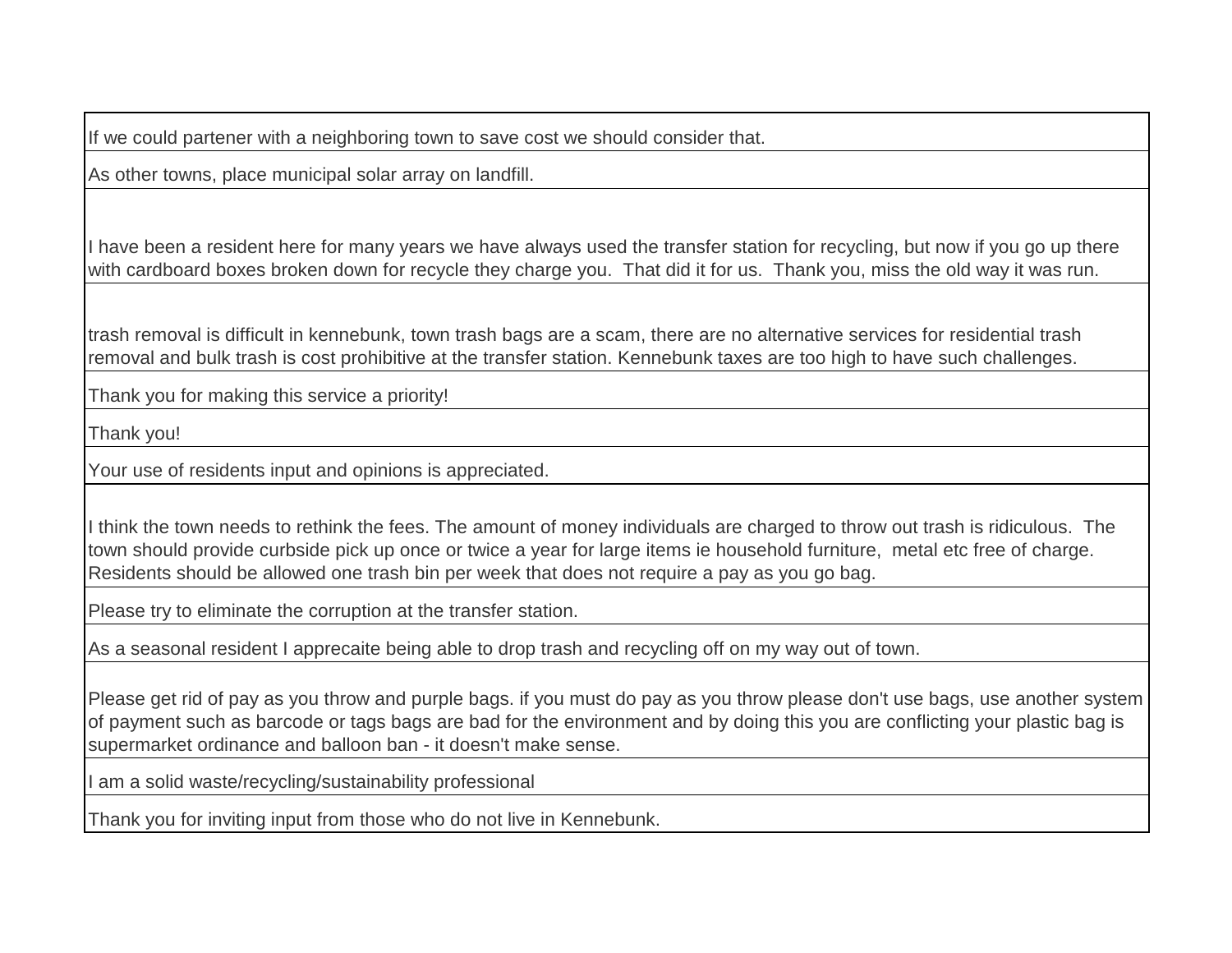| |
|---|
| If we could partener with a neighboring town to save cost we should consider that. |
| As other towns, place municipal solar array on landfill. |
| I have been a resident here for many years we have always used the transfer station for recycling, but now if you go up there with cardboard boxes broken down for recycle they charge you.  That did it for us.  Thank you, miss the old way it was run. |
| trash removal is difficult in kennebunk, town trash bags are a scam, there are no alternative services for residential trash removal and bulk trash is cost prohibitive at the transfer station. Kennebunk taxes are too high to have such challenges. |
| Thank you for making this service a priority! |
| Thank you! |
| Your use of residents input and opinions is appreciated. |
| I think the town needs to rethink the fees. The amount of money individuals are charged to throw out trash is ridiculous.  The town should provide curbside pick up once or twice a year for large items ie household furniture,  metal etc free of charge. Residents should be allowed one trash bin per week that does not require a pay as you go bag. |
| Please try to eliminate the corruption at the transfer station. |
| As a seasonal resident I apprecaite being able to drop trash and recycling off on my way out of town. |
| Please get rid of pay as you throw and purple bags. if you must do pay as you throw please don't use bags, use another system of payment such as barcode or tags bags are bad for the environment and by doing this you are conflicting your plastic bag is supermarket ordinance and balloon ban - it doesn't make sense. |
| I am a solid waste/recycling/sustainability professional |
| Thank you for inviting input from those who do not live in Kennebunk. |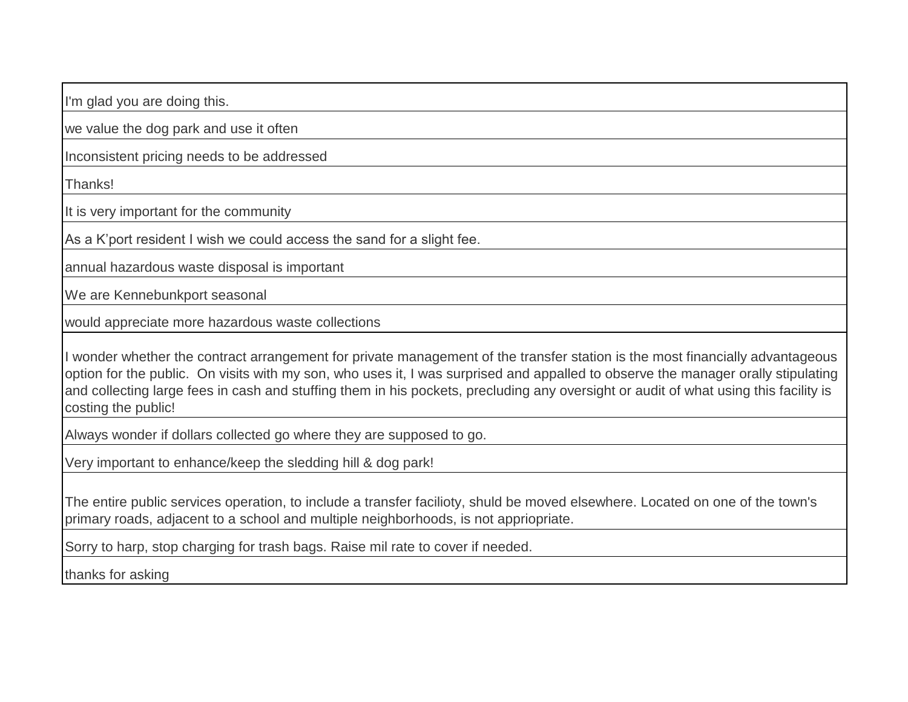| I'm glad you are doing this. |
|---|
| we value the dog park and use it often |
| Inconsistent pricing needs to be addressed |
| Thanks! |
| It is very important for the community |
| As a K'port resident I wish we could access the sand for a slight fee. |
| annual hazardous waste disposal is important |
| We are Kennebunkport seasonal |
| would appreciate more hazardous waste collections |
| I wonder whether the contract arrangement for private management of the transfer station is the most financially advantageous option for the public. On visits with my son, who uses it, I was surprised and appalled to observe the manager orally stipulating and collecting large fees in cash and stuffing them in his pockets, precluding any oversight or audit of what using this facility is costing the public! |
| Always wonder if dollars collected go where they are supposed to go. |
| Very important to enhance/keep the sledding hill & dog park! |
| The entire public services operation, to include a transfer facilioty, shuld be moved elsewhere. Located on one of the town's primary roads, adjacent to a school and multiple neighborhoods, is not appriopriate. |
| Sorry to harp, stop charging for trash bags. Raise mil rate to cover if needed. |
| thanks for asking |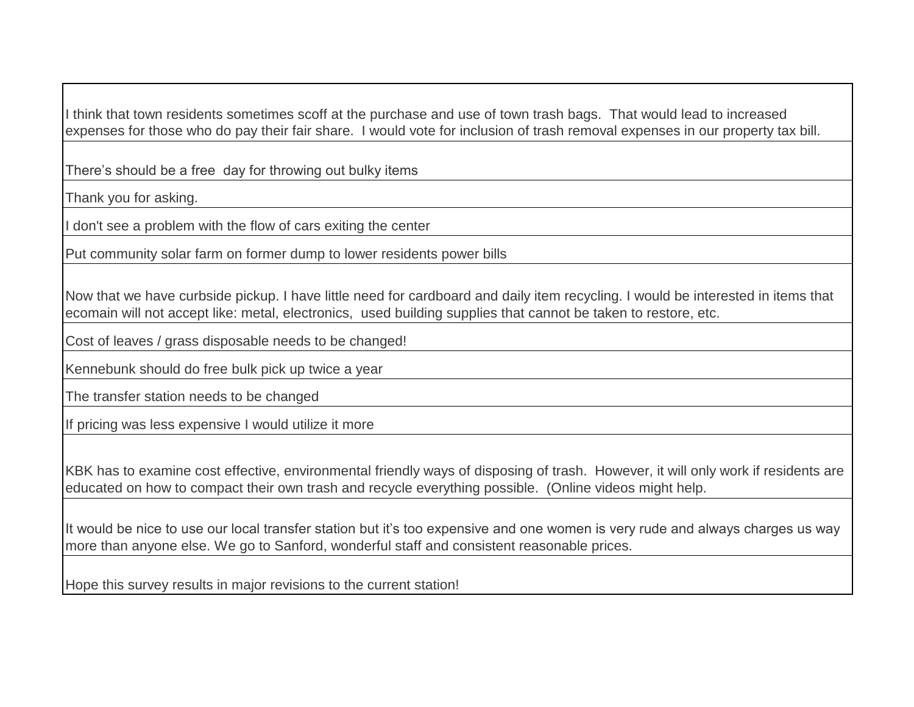| |
|---|
| I think that town residents sometimes scoff at the purchase and use of town trash bags. That would lead to increased expenses for those who do pay their fair share. I would vote for inclusion of trash removal expenses in our property tax bill. |
| There’s should be a free day for throwing out bulky items |
| Thank you for asking. |
| I don't see a problem with the flow of cars exiting the center |
| Put community solar farm on former dump to lower residents power bills |
| Now that we have curbside pickup. I have little need for cardboard and daily item recycling. I would be interested in items that ecomain will not accept like: metal, electronics, used building supplies that cannot be taken to restore, etc. |
| Cost of leaves / grass disposable needs to be changed! |
| Kennebunk should do free bulk pick up twice a year |
| The transfer station needs to be changed |
| If pricing was less expensive I would utilize it more |
| KBK has to examine cost effective, environmental friendly ways of disposing of trash. However, it will only work if residents are educated on how to compact their own trash and recycle everything possible. (Online videos might help. |
| It would be nice to use our local transfer station but it’s too expensive and one women is very rude and always charges us way more than anyone else. We go to Sanford, wonderful staff and consistent reasonable prices. |
| Hope this survey results in major revisions to the current station! |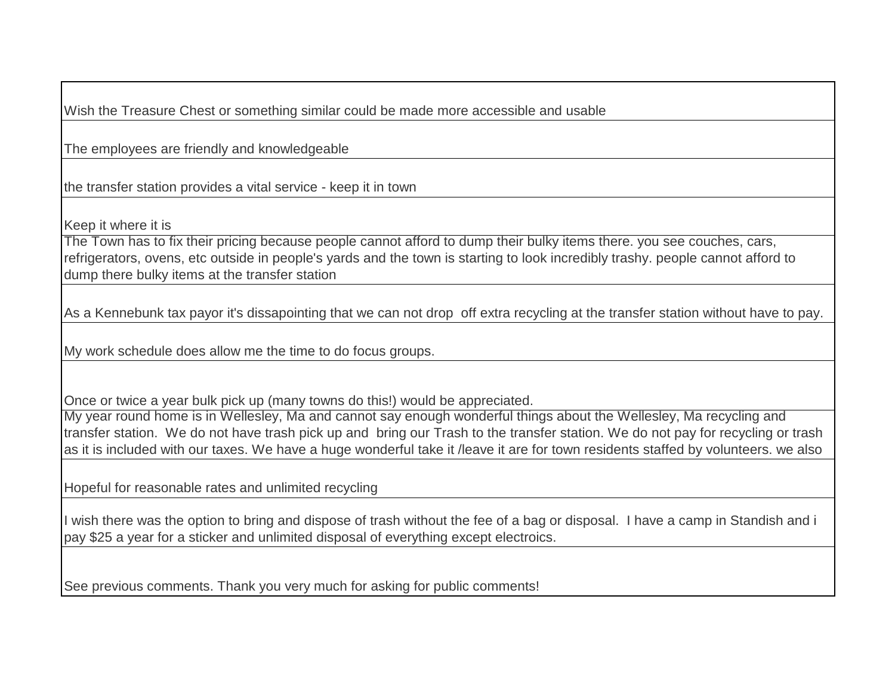| |
|---|
| Wish the Treasure Chest or something similar could be made more accessible and usable |
| The employees are friendly and knowledgeable |
| the transfer station provides a vital service - keep it in town |
| Keep it where it is |
| The Town has to fix their pricing because people cannot afford to dump their bulky items there. you see couches, cars, refrigerators, ovens, etc outside in people's yards and the town is starting to look incredibly trashy. people cannot afford to dump there bulky items at the transfer station |
| As a Kennebunk tax payor it's dissapointing that we can not drop off extra recycling at the transfer station without have to pay. |
| My work schedule does allow me the time to do focus groups. |
| Once or twice a year bulk pick up (many towns do this!) would be appreciated. |
| My year round home is in Wellesley, Ma and cannot say enough wonderful things about the Wellesley, Ma recycling and transfer station. We do not have trash pick up and bring our Trash to the transfer station. We do not pay for recycling or trash as it is included with our taxes. We have a huge wonderful take it /leave it are for town residents staffed by volunteers. we also |
| Hopeful for reasonable rates and unlimited recycling |
| I wish there was the option to bring and dispose of trash without the fee of a bag or disposal. I have a camp in Standish and i pay $25 a year for a sticker and unlimited disposal of everything except electroics. |
| See previous comments. Thank you very much for asking for public comments! |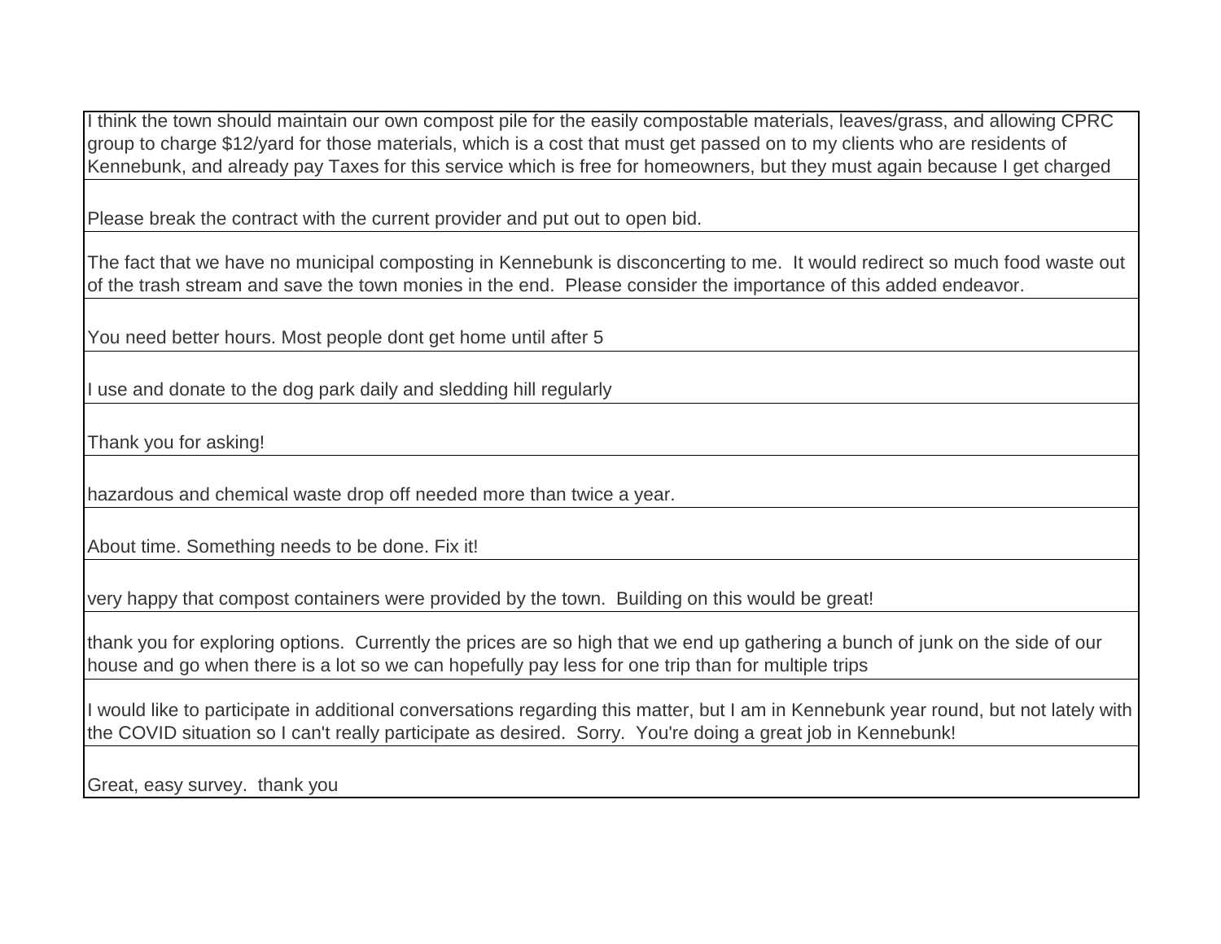| I think the town should maintain our own compost pile for the easily compostable materials, leaves/grass, and allowing CPRC group to charge $12/yard for those materials, which is a cost that must get passed on to my clients who are residents of Kennebunk, and already pay Taxes for this service which is free for homeowners, but they must again because I get charged |
|---|
| Please break the contract with the current provider and put out to open bid. |
| The fact that we have no municipal composting in Kennebunk is disconcerting to me. It would redirect so much food waste out of the trash stream and save the town monies in the end. Please consider the importance of this added endeavor. |
| You need better hours. Most people dont get home until after 5 |
| I use and donate to the dog park daily and sledding hill regularly |
| Thank you for asking! |
| hazardous and chemical waste drop off needed more than twice a year. |
| About time. Something needs to be done. Fix it! |
| very happy that compost containers were provided by the town. Building on this would be great! |
| thank you for exploring options. Currently the prices are so high that we end up gathering a bunch of junk on the side of our house and go when there is a lot so we can hopefully pay less for one trip than for multiple trips |
| I would like to participate in additional conversations regarding this matter, but I am in Kennebunk year round, but not lately with the COVID situation so I can't really participate as desired. Sorry. You're doing a great job in Kennebunk! |
| Great, easy survey. thank you |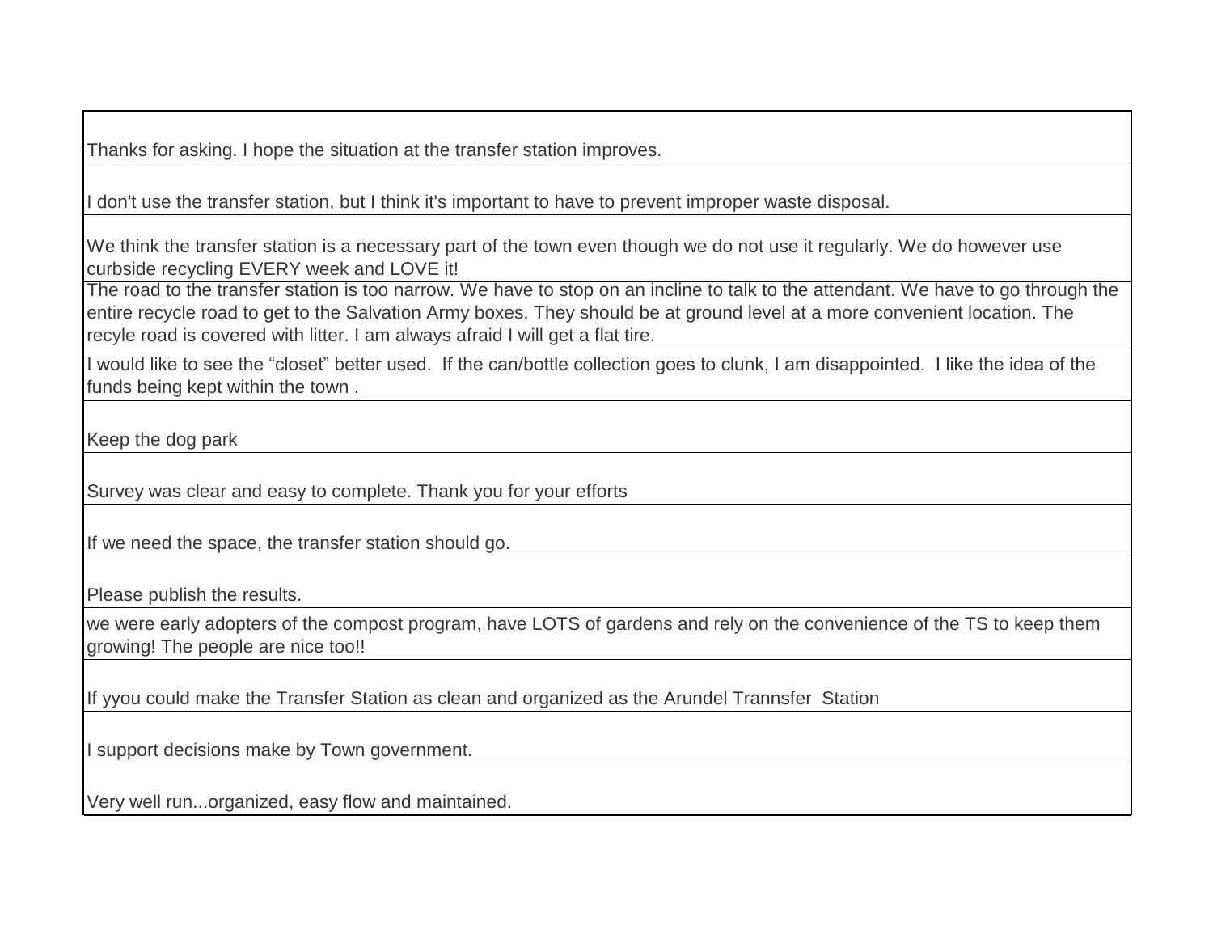| |
|---|
| Thanks for asking. I hope the situation at the transfer station improves. |
| I don't use the transfer station, but I think it's important to have to prevent improper waste disposal. |
| We think the transfer station is a necessary part of the town even though we do not use it regularly. We do however use curbside recycling EVERY week and LOVE it! |
| The road to the transfer station is too narrow. We have to stop on an incline to talk to the attendant. We have to go through the entire recycle road to get to the Salvation Army boxes. They should be at ground level at a more convenient location. The recyle road is covered with litter. I am always afraid I will get a flat tire. |
| I would like to see the "closet" better used. If the can/bottle collection goes to clunk, I am disappointed. I like the idea of the funds being kept within the town . |
| Keep the dog park |
| Survey was clear and easy to complete. Thank you for your efforts |
| If we need the space, the transfer station should go. |
| Please publish the results. |
| we were early adopters of the compost program, have LOTS of gardens and rely on the convenience of the TS to keep them growing! The people are nice too!! |
| If yyou could make the Transfer Station as clean and organized as the Arundel Trannsfer Station |
| I support decisions make by Town government. |
| Very well run...organized, easy flow and maintained. |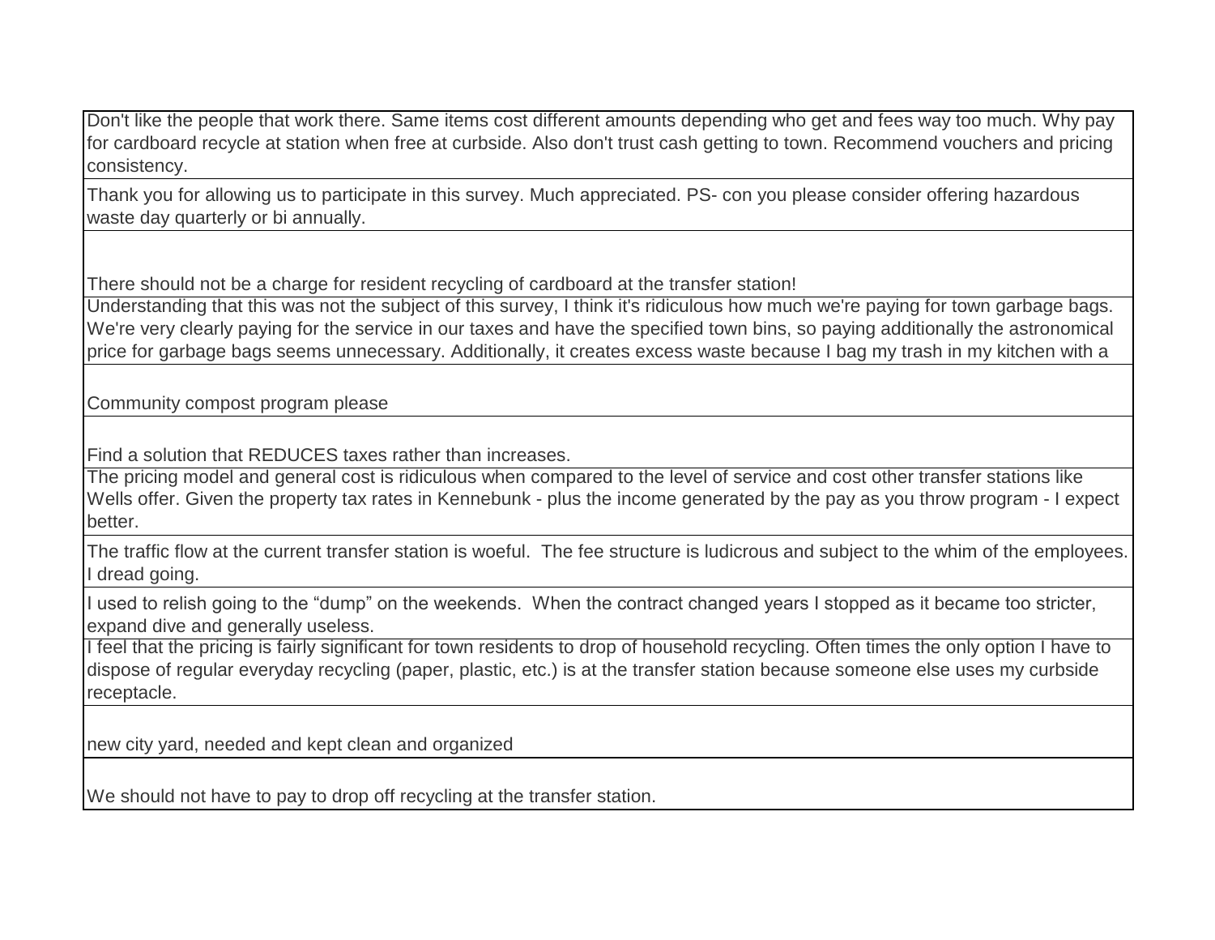| |
|---|
| Don't like the people that work there. Same items cost different amounts depending who get and fees way too much. Why pay for cardboard recycle at station when free at curbside. Also don't trust cash getting to town. Recommend vouchers and pricing consistency. |
| Thank you for allowing us to participate in this survey. Much appreciated. PS- con you please consider offering hazardous waste day quarterly or bi annually. |
| There should not be a charge for resident recycling of cardboard at the transfer station! |
| Understanding that this was not the subject of this survey, I think it's ridiculous how much we're paying for town garbage bags. We're very clearly paying for the service in our taxes and have the specified town bins, so paying additionally the astronomical price for garbage bags seems unnecessary. Additionally, it creates excess waste because I bag my trash in my kitchen with a |
| Community compost program please |
| Find a solution that REDUCES taxes rather than increases. |
| The pricing model and general cost is ridiculous when compared to the level of service and cost other transfer stations like Wells offer. Given the property tax rates in Kennebunk - plus the income generated by the pay as you throw program - I expect better. |
| The traffic flow at the current transfer station is woeful. The fee structure is ludicrous and subject to the whim of the employees. I dread going. |
| I used to relish going to the "dump" on the weekends. When the contract changed years I stopped as it became too stricter, expand dive and generally useless. |
| I feel that the pricing is fairly significant for town residents to drop of household recycling. Often times the only option I have to dispose of regular everyday recycling (paper, plastic, etc.) is at the transfer station because someone else uses my curbside receptacle. |
| new city yard, needed and kept clean and organized |
| We should not have to pay to drop off recycling at the transfer station. |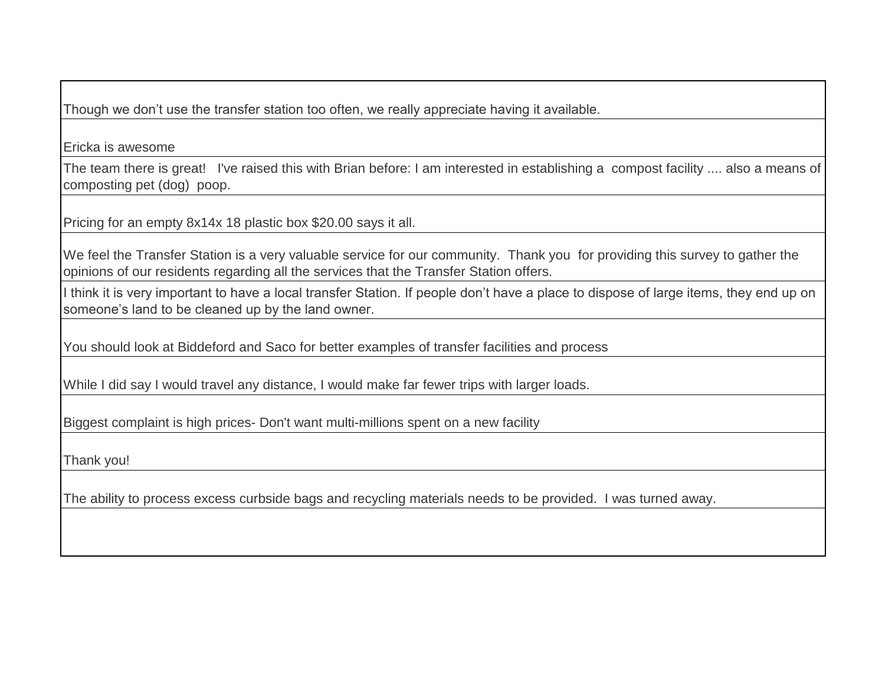| |
|---|
| Though we don’t use the transfer station too often, we really appreciate having it available. |
| Ericka is awesome |
| The team there is great! I've raised this with Brian before: I am interested in establishing a compost facility .... also a means of composting pet (dog) poop. |
| Pricing for an empty 8x14x 18 plastic box $20.00 says it all. |
| We feel the Transfer Station is a very valuable service for our community. Thank you for providing this survey to gather the opinions of our residents regarding all the services that the Transfer Station offers. |
| I think it is very important to have a local transfer Station. If people don’t have a place to dispose of large items, they end up on someone’s land to be cleaned up by the land owner. |
| You should look at Biddeford and Saco for better examples of transfer facilities and process |
| While I did say I would travel any distance, I would make far fewer trips with larger loads. |
| Biggest complaint is high prices- Don't want multi-millions spent on a new facility |
| Thank you! |
| The ability to process excess curbside bags and recycling materials needs to be provided. I was turned away. |
| |